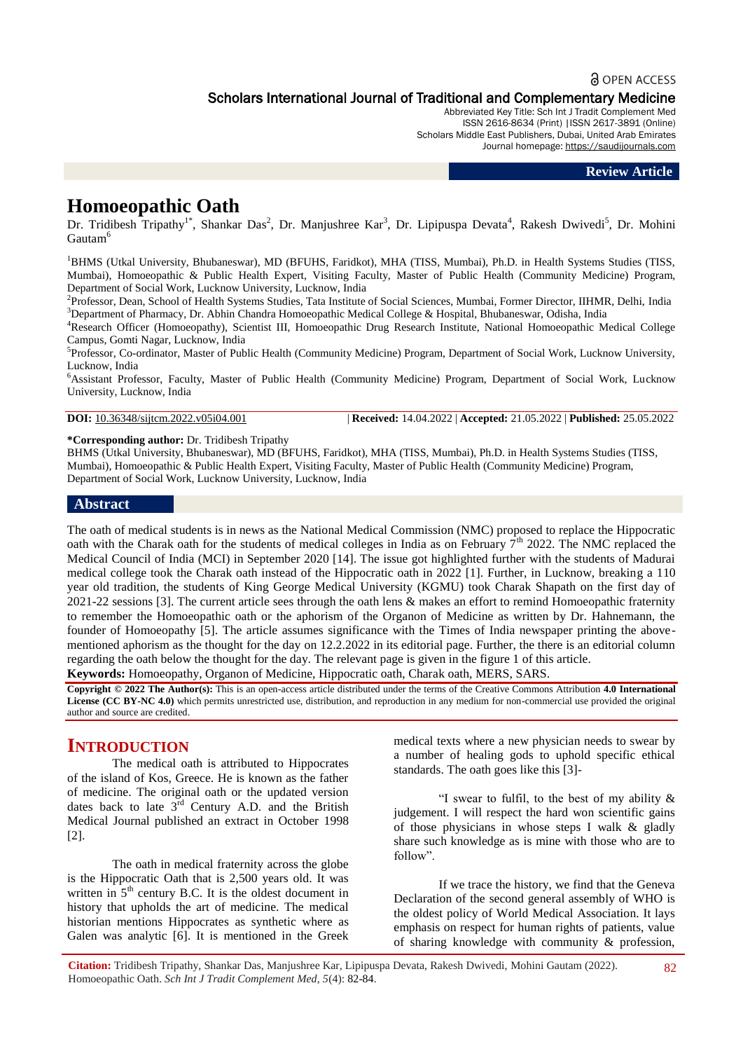# Homoeopathic Oath

Dr. Tridibesh Tripathy[1*], Shankar Das[2], Dr. Manjushree Kar[3], Dr. Lipipuspa Devata[4], Rakesh Dwivedi[5], Dr. Mohini Gautam[6]

[1]BHMS (Utkal University, Bhubaneswar), MD (BFUHS, Faridkot), MHA (TISS, Mumbai), Ph.D. in Health Systems Studies (TISS, Mumbai), Homoeopathic & Public Health Expert, Visiting Faculty, Master of Public Health (Community Medicine) Program, Department of Social Work, Lucknow University, Lucknow, India

[2]Professor, Dean, School of Health Systems Studies, Tata Institute of Social Sciences, Mumbai, Former Director, IIHMR, Delhi, India

[3]Department of Pharmacy, Dr. Abhin Chandra Homoeopathic Medical College & Hospital, Bhubaneswar, Odisha, India

[4]Research Officer (Homoeopathy), Scientist III, Homoeopathic Drug Research Institute, National Homoeopathic Medical College Campus, Gomti Nagar, Lucknow, India

[5]Professor, Co-ordinator, Master of Public Health (Community Medicine) Program, Department of Social Work, Lucknow University, Lucknow, India

[6]Assistant Professor, Faculty, Master of Public Health (Community Medicine) Program, Department of Social Work, Lucknow University, Lucknow, India

**DOI:** 10.36348/sijtcm.2022.v05i04.001 | **Received:** 14.04.2022 | **Accepted:** 21.05.2022 | **Published:** 25.05.2022

**\*Corresponding author:** Dr. Tridibesh Tripathy
BHMS (Utkal University, Bhubaneswar), MD (BFUHS, Faridkot), MHA (TISS, Mumbai), Ph.D. in Health Systems Studies (TISS, Mumbai), Homoeopathic & Public Health Expert, Visiting Faculty, Master of Public Health (Community Medicine) Program, Department of Social Work, Lucknow University, Lucknow, India

## Abstract

The oath of medical students is in news as the National Medical Commission (NMC) proposed to replace the Hippocratic oath with the Charak oath for the students of medical colleges in India as on February 7th 2022. The NMC replaced the Medical Council of India (MCI) in September 2020 [14]. The issue got highlighted further with the students of Madurai medical college took the Charak oath instead of the Hippocratic oath in 2022 [1]. Further, in Lucknow, breaking a 110 year old tradition, the students of King George Medical University (KGMU) took Charak Shapath on the first day of 2021-22 sessions [3]. The current article sees through the oath lens & makes an effort to remind Homoeopathic fraternity to remember the Homoeopathic oath or the aphorism of the Organon of Medicine as written by Dr. Hahnemann, the founder of Homoeopathy [5]. The article assumes significance with the Times of India newspaper printing the above-mentioned aphorism as the thought for the day on 12.2.2022 in its editorial page. Further, the there is an editorial column regarding the oath below the thought for the day. The relevant page is given in the figure 1 of this article.

**Keywords:** Homoeopathy, Organon of Medicine, Hippocratic oath, Charak oath, MERS, SARS.

**Copyright © 2022 The Author(s):** This is an open-access article distributed under the terms of the Creative Commons Attribution **4.0 International License (CC BY-NC 4.0)** which permits unrestricted use, distribution, and reproduction in any medium for non-commercial use provided the original author and source are credited.

## INTRODUCTION

The medical oath is attributed to Hippocrates of the island of Kos, Greece. He is known as the father of medicine. The original oath or the updated version dates back to late 3rd Century A.D. and the British Medical Journal published an extract in October 1998 [2].

The oath in medical fraternity across the globe is the Hippocratic Oath that is 2,500 years old. It was written in 5th century B.C. It is the oldest document in history that upholds the art of medicine. The medical historian mentions Hippocrates as synthetic where as Galen was analytic [6]. It is mentioned in the Greek medical texts where a new physician needs to swear by a number of healing gods to uphold specific ethical standards. The oath goes like this [3]-

"I swear to fulfil, to the best of my ability & judgement. I will respect the hard won scientific gains of those physicians in whose steps I walk & gladly share such knowledge as is mine with those who are to follow".

If we trace the history, we find that the Geneva Declaration of the second general assembly of WHO is the oldest policy of World Medical Association. It lays emphasis on respect for human rights of patients, value of sharing knowledge with community & profession,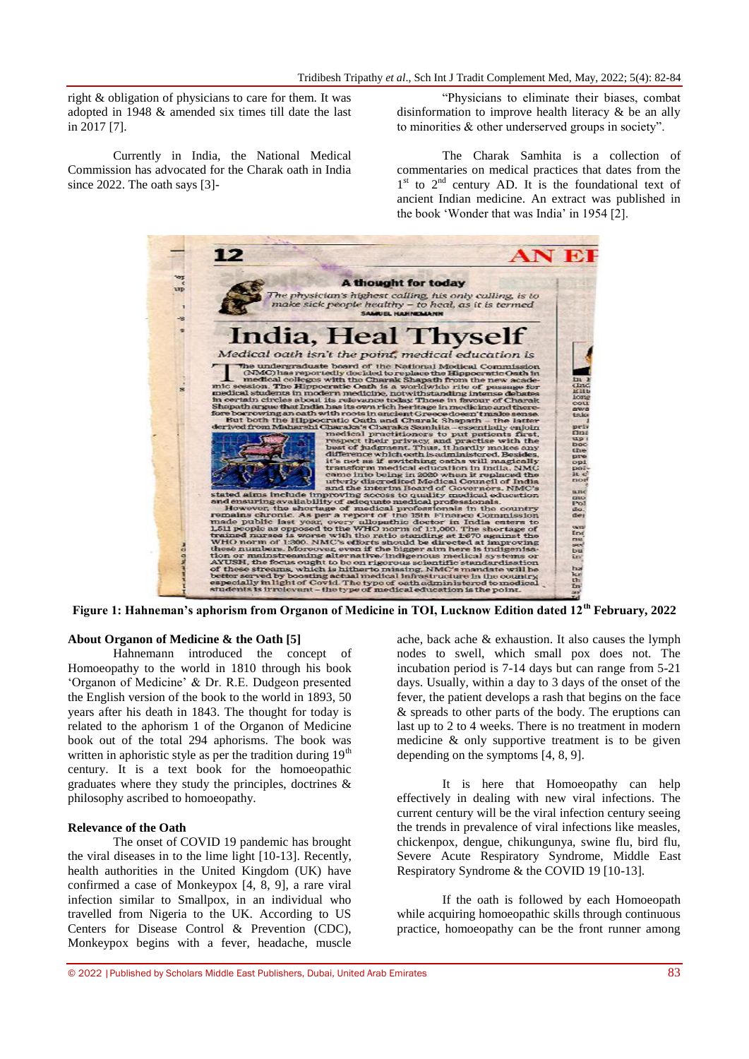right & obligation of physicians to care for them. It was adopted in 1948 & amended six times till date the last in 2017 [7].

Currently in India, the National Medical Commission has advocated for the Charak oath in India since 2022. The oath says [3]-

"Physicians to eliminate their biases, combat disinformation to improve health literacy & be an ally to minorities & other underserved groups in society".

The Charak Samhita is a collection of commentaries on medical practices that dates from the 1st to 2nd century AD. It is the foundational text of ancient Indian medicine. An extract was published in the book 'Wonder that was India' in 1954 [2].

**Figure 1: Hahneman's aphorism from Organon of Medicine in TOI, Lucknow Edition dated 12th February, 2022**

**About Organon of Medicine & the Oath [5]**

Hahnemann introduced the concept of Homoeopathy to the world in 1810 through his book 'Organon of Medicine' & Dr. R.E. Dudgeon presented the English version of the book to the world in 1893, 50 years after his death in 1843. The thought for today is related to the aphorism 1 of the Organon of Medicine book out of the total 294 aphorisms. The book was written in aphoristic style as per the tradition during 19th century. It is a text book for the homoeopathic graduates where they study the principles, doctrines & philosophy ascribed to homoeopathy.

**Relevance of the Oath**

The onset of COVID 19 pandemic has brought the viral diseases in to the lime light [10-13]. Recently, health authorities in the United Kingdom (UK) have confirmed a case of Monkeypox [4, 8, 9], a rare viral infection similar to Smallpox, in an individual who travelled from Nigeria to the UK. According to US Centers for Disease Control & Prevention (CDC), Monkeypox begins with a fever, headache, muscle ache, back ache & exhaustion. It also causes the lymph nodes to swell, which small pox does not. The incubation period is 7-14 days but can range from 5-21 days. Usually, within a day to 3 days of the onset of the fever, the patient develops a rash that begins on the face & spreads to other parts of the body. The eruptions can last up to 2 to 4 weeks. There is no treatment in modern medicine & only supportive treatment is to be given depending on the symptoms [4, 8, 9].

It is here that Homoeopathy can help effectively in dealing with new viral infections. The current century will be the viral infection century seeing the trends in prevalence of viral infections like measles, chickenpox, dengue, chikungunya, swine flu, bird flu, Severe Acute Respiratory Syndrome, Middle East Respiratory Syndrome & the COVID 19 [10-13].

If the oath is followed by each Homoeopath while acquiring homoeopathic skills through continuous practice, homoeopathy can be the front runner among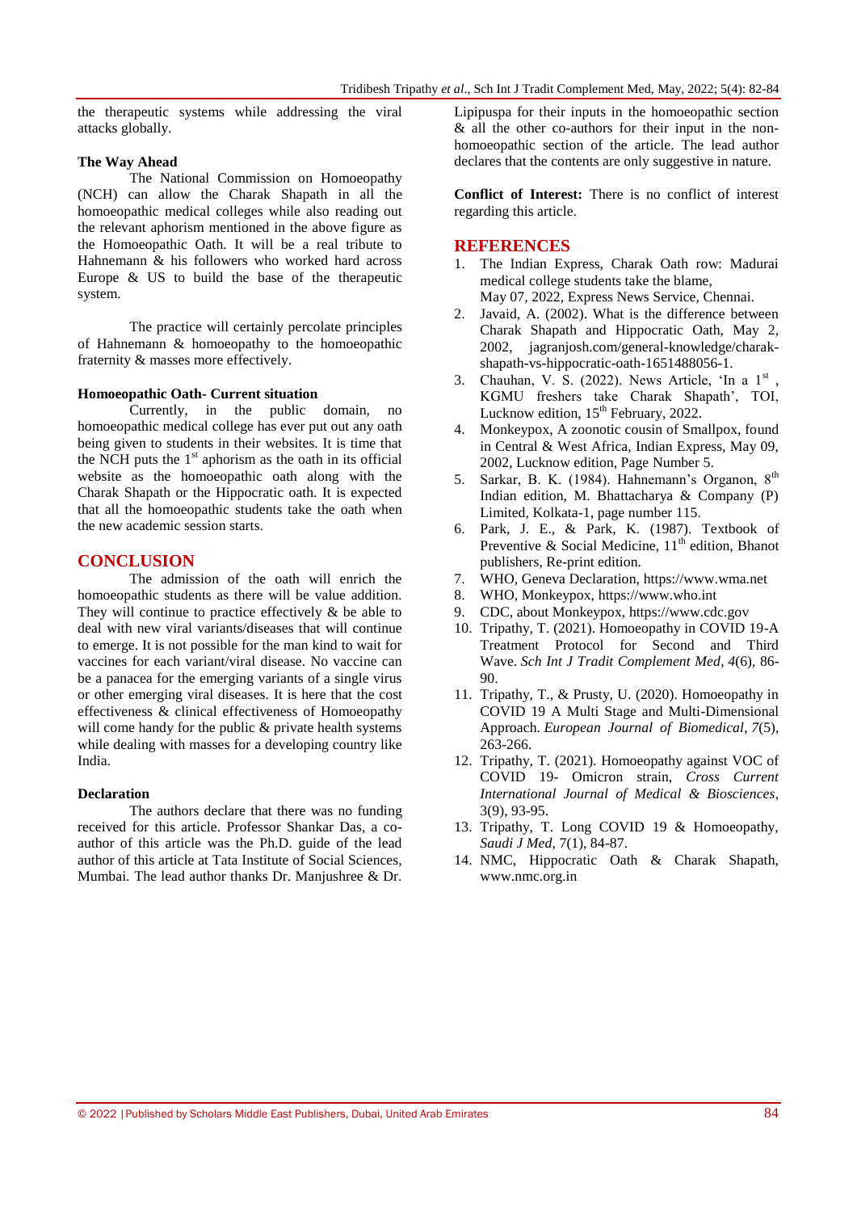the therapeutic systems while addressing the viral attacks globally.

**The Way Ahead**

The National Commission on Homoeopathy (NCH) can allow the Charak Shapath in all the homoeopathic medical colleges while also reading out the relevant aphorism mentioned in the above figure as the Homoeopathic Oath. It will be a real tribute to Hahnemann & his followers who worked hard across Europe & US to build the base of the therapeutic system.

The practice will certainly percolate principles of Hahnemann & homoeopathy to the homoeopathic fraternity & masses more effectively.

**Homoeopathic Oath- Current situation**

Currently, in the public domain, no homoeopathic medical college has ever put out any oath being given to students in their websites. It is time that the NCH puts the 1st aphorism as the oath in its official website as the homoeopathic oath along with the Charak Shapath or the Hippocratic oath. It is expected that all the homoeopathic students take the oath when the new academic session starts.

## CONCLUSION

The admission of the oath will enrich the homoeopathic students as there will be value addition. They will continue to practice effectively & be able to deal with new viral variants/diseases that will continue to emerge. It is not possible for the man kind to wait for vaccines for each variant/viral disease. No vaccine can be a panacea for the emerging variants of a single virus or other emerging viral diseases. It is here that the cost effectiveness & clinical effectiveness of Homoeopathy will come handy for the public & private health systems while dealing with masses for a developing country like India.

**Declaration**

The authors declare that there was no funding received for this article. Professor Shankar Das, a co-author of this article was the Ph.D. guide of the lead author of this article at Tata Institute of Social Sciences, Mumbai. The lead author thanks Dr. Manjushree & Dr. Lipipuspa for their inputs in the homoeopathic section & all the other co-authors for their input in the non-homoeopathic section of the article. The lead author declares that the contents are only suggestive in nature.

**Conflict of Interest:** There is no conflict of interest regarding this article.

## REFERENCES

1. The Indian Express, Charak Oath row: Madurai medical college students take the blame, May 07, 2022, Express News Service, Chennai.
2. Javaid, A. (2002). What is the difference between Charak Shapath and Hippocratic Oath, May 2, 2002, jagranjosh.com/general-knowledge/charak-shapath-vs-hippocratic-oath-1651488056-1.
3. Chauhan, V. S. (2022). News Article, 'In a 1st , KGMU freshers take Charak Shapath', TOI, Lucknow edition, 15th February, 2022.
4. Monkeypox, A zoonotic cousin of Smallpox, found in Central & West Africa, Indian Express, May 09, 2002, Lucknow edition, Page Number 5.
5. Sarkar, B. K. (1984). Hahnemann's Organon, 8th Indian edition, M. Bhattacharya & Company (P) Limited, Kolkata-1, page number 115.
6. Park, J. E., & Park, K. (1987). Textbook of Preventive & Social Medicine, 11th edition, Bhanot publishers, Re-print edition.
7. WHO, Geneva Declaration, https://www.wma.net
8. WHO, Monkeypox, https://www.who.int
9. CDC, about Monkeypox, https://www.cdc.gov
10. Tripathy, T. (2021). Homoeopathy in COVID 19-A Treatment Protocol for Second and Third Wave. *Sch Int J Tradit Complement Med*, *4*(6), 86-90.
11. Tripathy, T., & Prusty, U. (2020). Homoeopathy in COVID 19 A Multi Stage and Multi-Dimensional Approach. *European Journal of Biomedical*, *7*(5), 263-266.
12. Tripathy, T. (2021). Homoeopathy against VOC of COVID 19- Omicron strain, *Cross Current International Journal of Medical & Biosciences*, 3(9), 93-95.
13. Tripathy, T. Long COVID 19 & Homoeopathy, *Saudi J Med*, 7(1), 84-87.
14. NMC, Hippocratic Oath & Charak Shapath, www.nmc.org.in